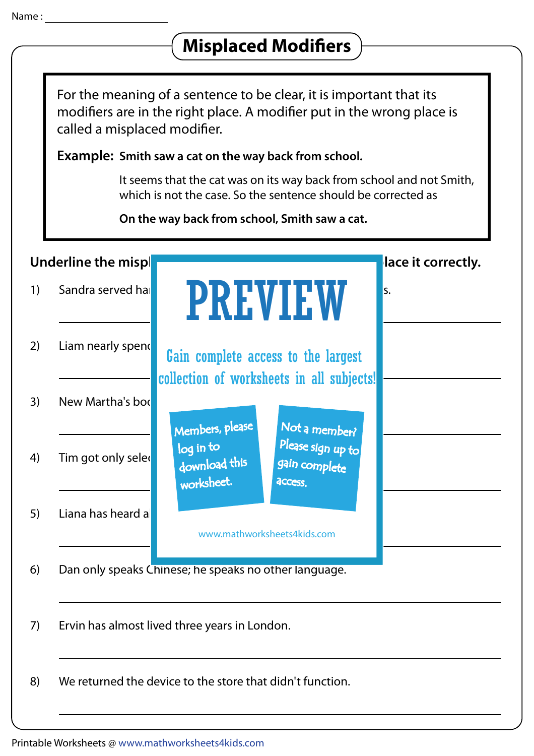Name : ____________________

# Misplaced Modifiers

For the meaning of a sentence to be clear, it is important that its modifiers are in the right place. A modifier put in the wrong place is called a misplaced modifier.

**Example:** **Smith saw a cat on the way back from school.**

It seems that the cat was on its way back from school and not Smith, which is not the case. So the sentence should be corrected as

**On the way back from school, Smith saw a cat.**

**Underline the mispl** ... **lace it correctly.**

1) Sandra served ha ... s.

______________________________

2) Liam nearly spen

______________________________

3) New Martha's bo

______________________________

4) Tim got only sele

______________________________

5) Liana has heard a

______________________________

6) Dan only speaks Chinese; he speaks no other language.

______________________________

7) Ervin has almost lived three years in London.

______________________________

8) We returned the device to the store that didn't function.

______________________________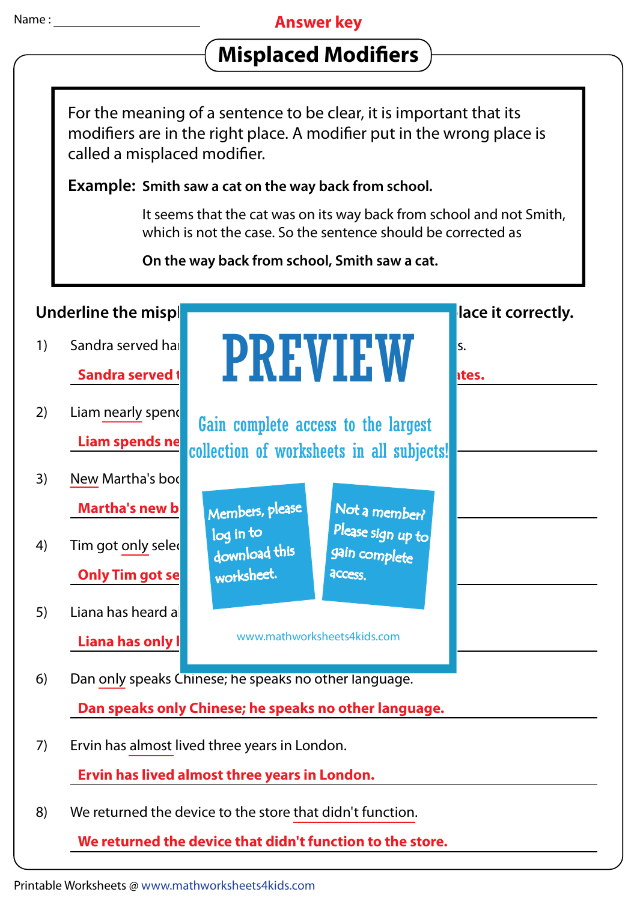Name : ______________________

**Answer key**

# Misplaced Modifiers

For the meaning of a sentence to be clear, it is important that its modifiers are in the right place. A modifier put in the wrong place is called a misplaced modifier.

**Example:** **Smith saw a cat on the way back from school.**

It seems that the cat was on its way back from school and not Smith, which is not the case. So the sentence should be corrected as

**On the way back from school, Smith saw a cat.**

**Underline the mispl** ... **lace it correctly.**

1) Sandra served ha ... s.

**Sandra served t** ... **tes.**

2) Liam nearly spend ...

**Liam spends ne** ...

3) New Martha's boo ...

**Martha's new b** ...

4) Tim got only selec ...

**Only Tim got se** ...

5) Liana has heard a ...

**Liana has only l** ...

6) Dan only speaks Chinese; he speaks no other language.

**Dan speaks only Chinese; he speaks no other language.**

7) Ervin has almost lived three years in London.

**Ervin has lived almost three years in London.**

8) We returned the device to the store that didn't function.

**We returned the device that didn't function to the store.**

PREVIEW

Gain complete access to the largest collection of worksheets in all subjects!

Members, please log in to download this worksheet.

Not a member? Please sign up to gain complete access.

www.mathworksheets4kids.com

Printable Worksheets @ www.mathworksheets4kids.com